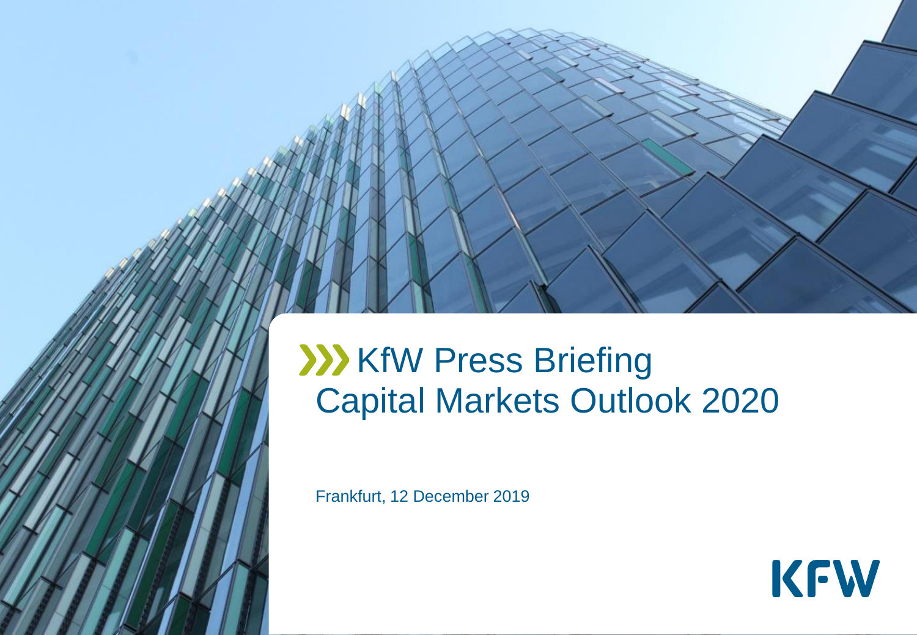# KfW Press Briefing Capital Markets Outlook 2020

Frankfurt, 12 December 2019

KFW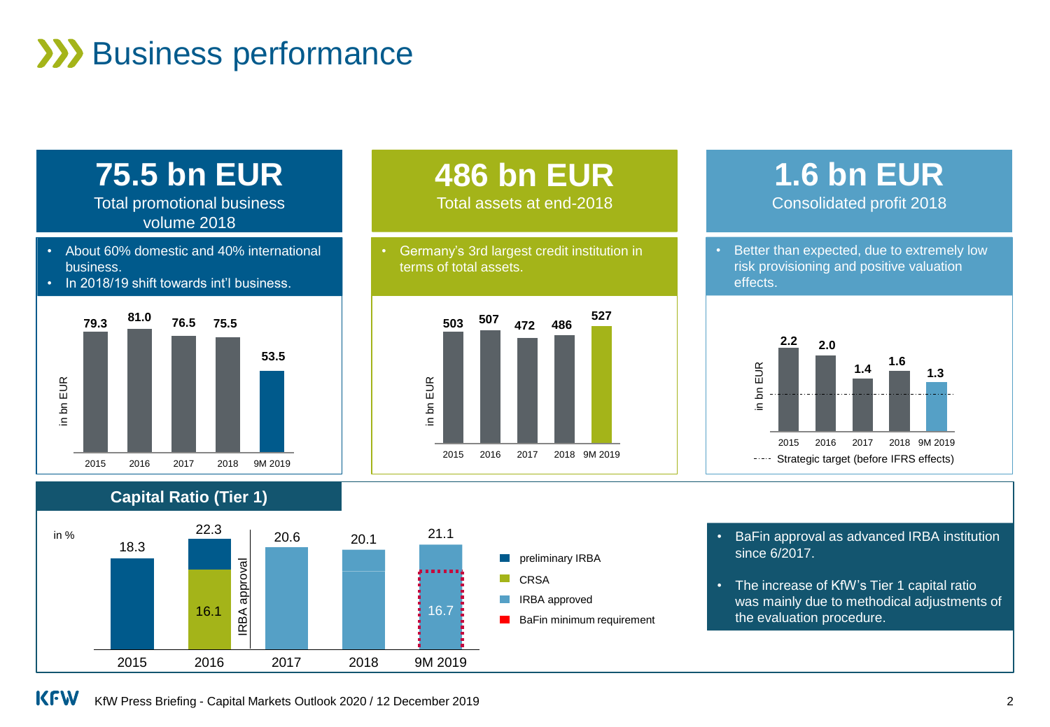# Business performance

## 75.5 bn EUR

Total promotional business volume 2018

- About 60% domestic and 40% international business.
- In 2018/19 shift towards int'l business.

| in bn EUR | 2015 | 2016 | 2017 | 2018 | 9M 2019 |
|---|---|---|---|---|---|
| Promotional business volume | 79.3 | 81.0 | 76.5 | 75.5 | 53.5 |

## 486 bn EUR

Total assets at end-2018

- Germany's 3rd largest credit institution in terms of total assets.

| in bn EUR | 2015 | 2016 | 2017 | 2018 | 9M 2019 |
|---|---|---|---|---|---|
| Total assets | 503 | 507 | 472 | 486 | 527 |

## 1.6 bn EUR

Consolidated profit 2018

- Better than expected, due to extremely low risk provisioning and positive valuation effects.

| in bn EUR | 2015 | 2016 | 2017 | 2018 | 9M 2019 |
|---|---|---|---|---|---|
| Consolidated profit | 2.2 | 2.0 | 1.4 | 1.6 | 1.3 |

Strategic target (before IFRS effects)

## Capital Ratio (Tier 1)

| in % | 2015 | 2016 | 2017 | 2018 | 9M 2019 |
|---|---|---|---|---|---|
| Tier 1 capital ratio | 18.3 | 22.3 (CRSA: 16.1) | 20.6 | 20.1 | 21.1 (BaFin minimum requirement: 16.7) |

IRBA approval (between 2016 and 2017)

Legend: preliminary IRBA; CRSA; IRBA approved; BaFin minimum requirement

- BaFin approval as advanced IRBA institution since 6/2017.
- The increase of KfW's Tier 1 capital ratio was mainly due to methodical adjustments of the evaluation procedure.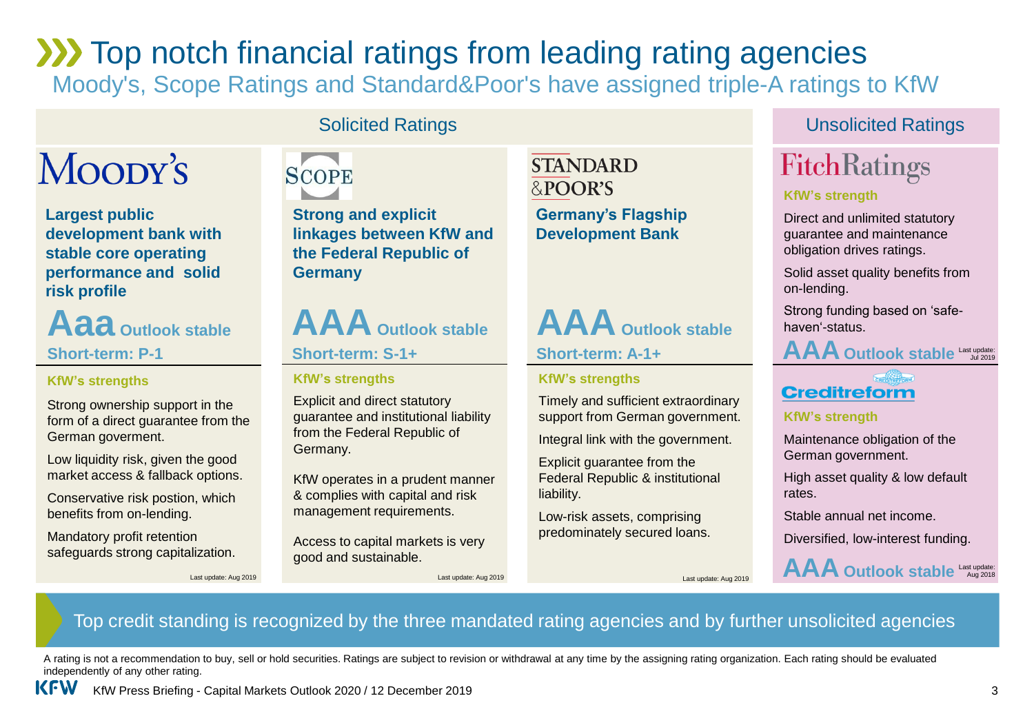# Top notch financial ratings from leading rating agencies

## Moody's, Scope Ratings and Standard&Poor's have assigned triple-A ratings to KfW

### Solicited Ratings

#### Moody's

**Largest public development bank with stable core operating performance and solid risk profile**

**Aaa Outlook stable**

**Short-term: P-1**

**KfW's strengths**

Strong ownership support in the form of a direct guarantee from the German goverment.

Low liquidity risk, given the good market access & fallback options.

Conservative risk postion, which benefits from on-lending.

Mandatory profit retention safeguards strong capitalization.

Last update: Aug 2019

#### Scope

**Strong and explicit linkages between KfW and the Federal Republic of Germany**

**AAA Outlook stable**

**Short-term: S-1+**

**KfW's strengths**

Explicit and direct statutory guarantee and institutional liability from the Federal Republic of Germany.

KfW operates in a prudent manner & complies with capital and risk management requirements.

Access to capital markets is very good and sustainable.

Last update: Aug 2019

#### Standard & Poor's

**Germany's Flagship Development Bank**

**AAA Outlook stable**

**Short-term: A-1+**

**KfW's strengths**

Timely and sufficient extraordinary support from German government.

Integral link with the government.

Explicit guarantee from the Federal Republic & institutional liability.

Low-risk assets, comprising predominately secured loans.

Last update: Aug 2019

### Unsolicited Ratings

#### Fitch Ratings

**KfW's strength**

Direct and unlimited statutory guarantee and maintenance obligation drives ratings.

Solid asset quality benefits from on-lending.

Strong funding based on 'safe-haven'-status.

**AAA Outlook stable** Last update: Jul 2019

#### Creditreform

**KfW's strength**

Maintenance obligation of the German government.

High asset quality & low default rates.

Stable annual net income.

Diversified, low-interest funding.

**AAA Outlook stable** Last update: Aug 2018

---

Top credit standing is recognized by the three mandated rating agencies and by further unsolicited agencies

A rating is not a recommendation to buy, sell or hold securities. Ratings are subject to revision or withdrawal at any time by the assigning rating organization. Each rating should be evaluated independently of any other rating.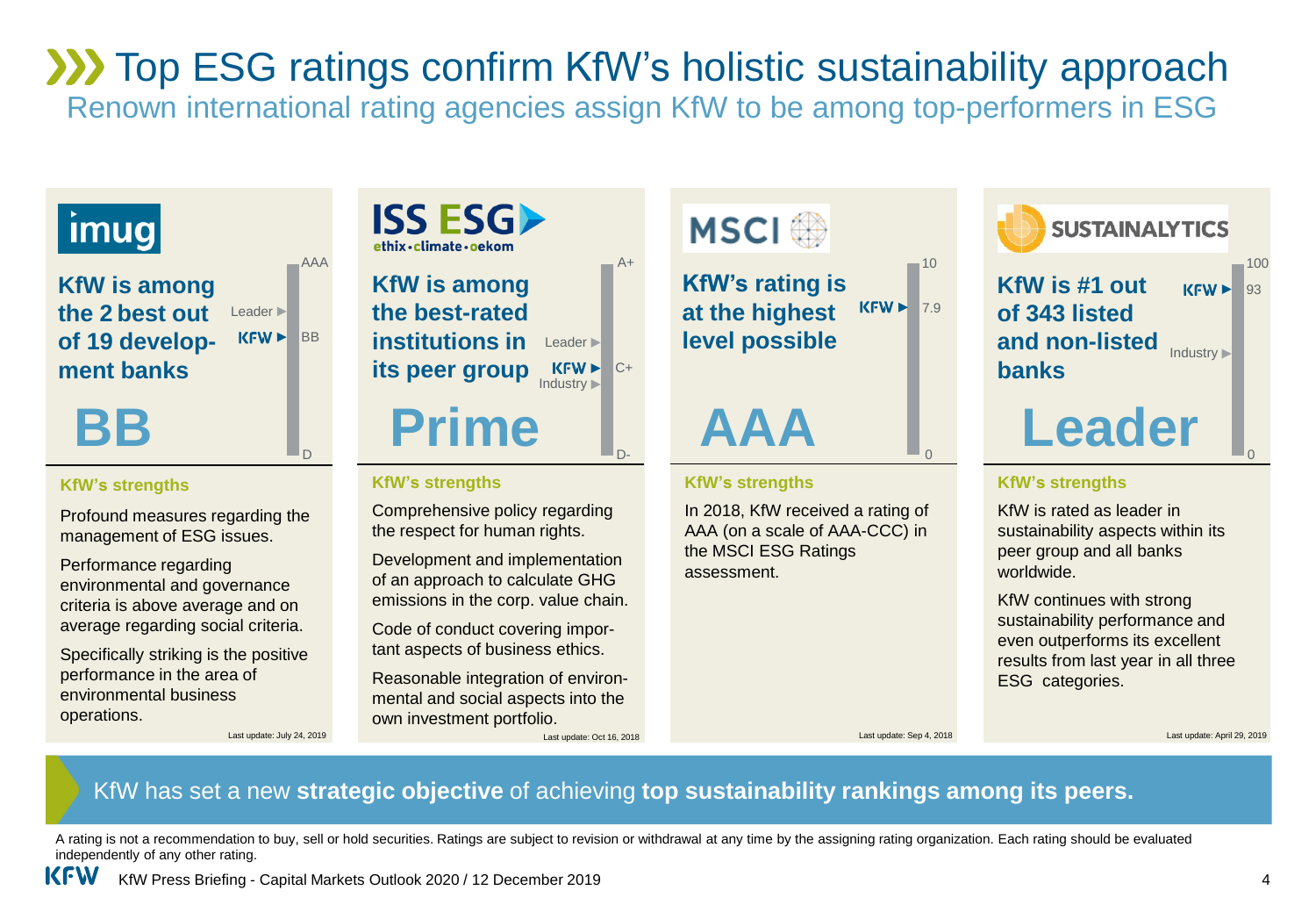# Top ESG ratings confirm KfW's holistic sustainability approach

## Renown international rating agencies assign KfW to be among top-performers in ESG

### imug

**KfW is among the 2 best out of 19 development banks**

AAA — Leader ▶ — KfW ▶ BB — D

# BB

**KfW's strengths**

Profound measures regarding the management of ESG issues.

Performance regarding environmental and governance criteria is above average and on average regarding social criteria.

Specifically striking is the positive performance in the area of environmental business operations.

Last update: July 24, 2019

### ISS ESG (ethix • climate • oekom)

**KfW is among the best-rated institutions in its peer group**

A+ — Leader ▶ — KfW ▶ C+ — Industry ▶ — D-

# Prime

**KfW's strengths**

Comprehensive policy regarding the respect for human rights.

Development and implementation of an approach to calculate GHG emissions in the corp. value chain.

Code of conduct covering important aspects of business ethics.

Reasonable integration of environmental and social aspects into the own investment portfolio.

Last update: Oct 16, 2018

### MSCI

**KfW's rating is at the highest level possible**

10 — KfW ▶ 7.9 — 0

# AAA

**KfW's strengths**

In 2018, KfW received a rating of AAA (on a scale of AAA-CCC) in the MSCI ESG Ratings assessment.

Last update: Sep 4, 2018

### SUSTAINALYTICS

**KfW is #1 out of 343 listed and non-listed banks**

100 — KfW ▶ 93 — Industry ▶ — 0

# Leader

**KfW's strengths**

KfW is rated as leader in sustainability aspects within its peer group and all banks worldwide.

KfW continues with strong sustainability performance and even outperforms its excellent results from last year in all three ESG categories.

Last update: April 29, 2019

---

KfW has set a new **strategic objective** of achieving **top sustainability rankings among its peers.**

A rating is not a recommendation to buy, sell or hold securities. Ratings are subject to revision or withdrawal at any time by the assigning rating organization. Each rating should be evaluated independently of any other rating.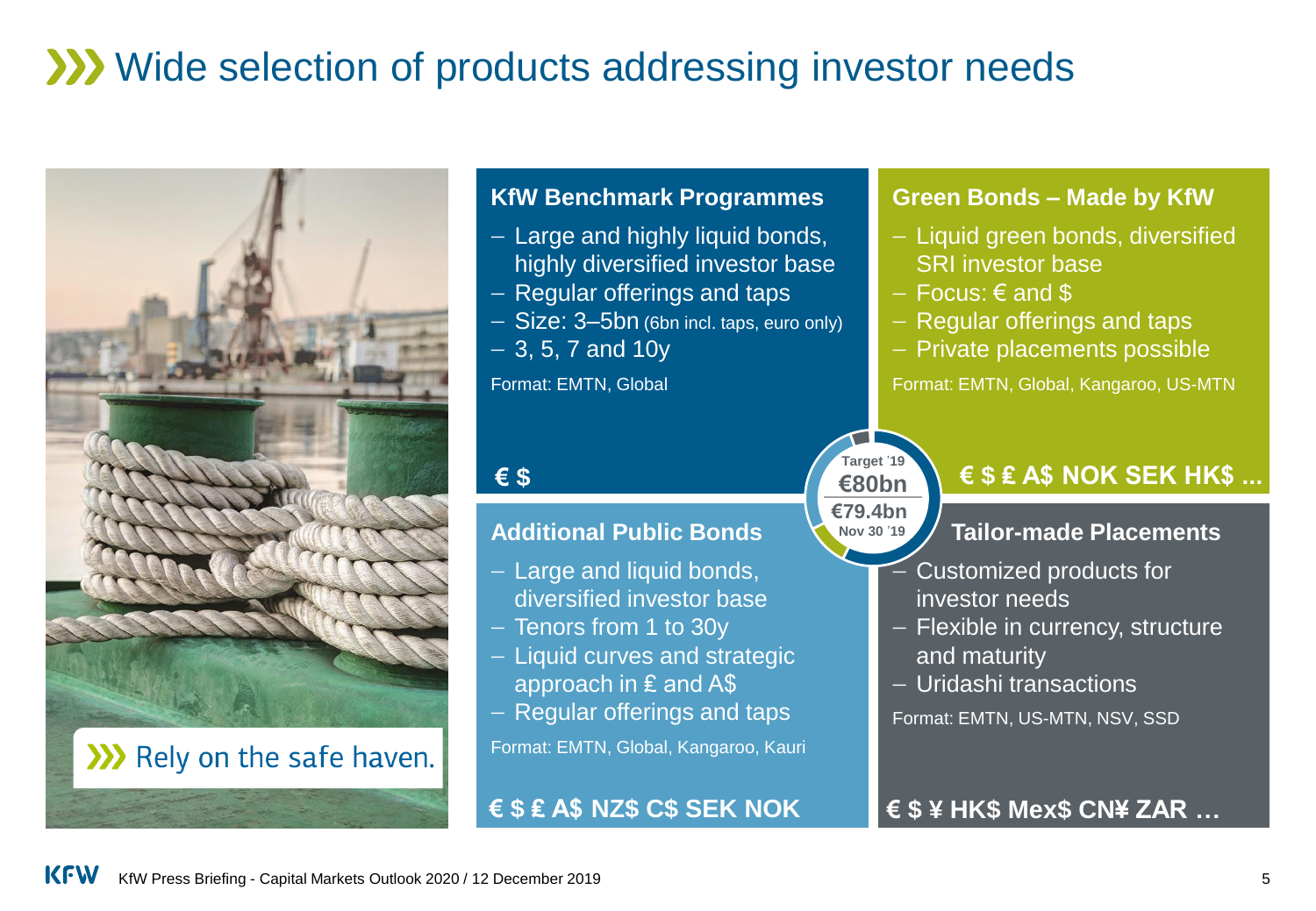# Wide selection of products addressing investor needs

Rely on the safe haven.

### KfW Benchmark Programmes

- Large and highly liquid bonds, highly diversified investor base
- Regular offerings and taps
- Size: 3–5bn (6bn incl. taps, euro only)
- 3, 5, 7 and 10y

Format: EMTN, Global

**€ $**

### Green Bonds – Made by KfW

- Liquid green bonds, diversified SRI investor base
- Focus: € and $
- Regular offerings and taps
- Private placements possible

Format: EMTN, Global, Kangaroo, US-MTN

**€ $ £ A$ NOK SEK HK$ ...**

Target '19
**€80bn**
**€79.4bn**
Nov 30 '19

### Additional Public Bonds

- Large and liquid bonds, diversified investor base
- Tenors from 1 to 30y
- Liquid curves and strategic approach in £ and A$
- Regular offerings and taps

Format: EMTN, Global, Kangaroo, Kauri

**€ $ £ A$ NZ$ C$ SEK NOK**

### Tailor-made Placements

- Customized products for investor needs
- Flexible in currency, structure and maturity
- Uridashi transactions

Format: EMTN, US-MTN, NSV, SSD

**€ $ ¥ HK$ Mex$ CN¥ ZAR …**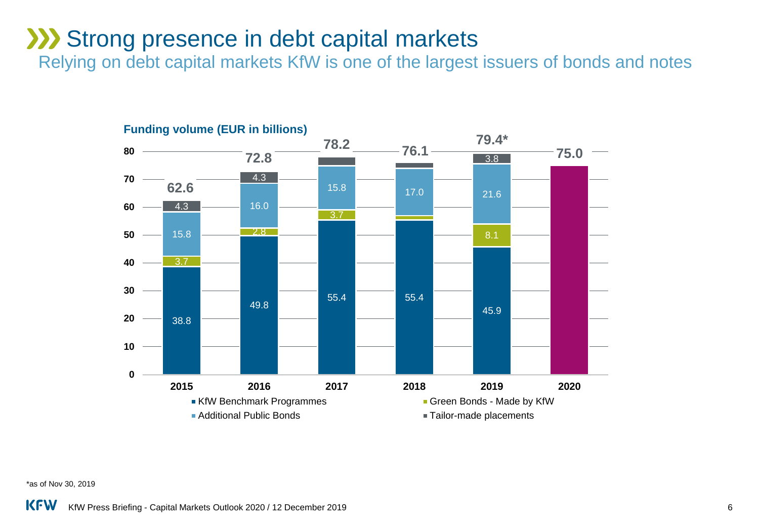# Strong presence in debt capital markets

## Relying on debt capital markets KfW is one of the largest issuers of bonds and notes

**Funding volume (EUR in billions)**

| | 2015 | 2016 | 2017 | 2018 | 2019 | 2020 |
|---|---|---|---|---|---|---|
| KfW Benchmark Programmes | 38.8 | 49.8 | 55.4 | 55.4 | 45.9 | |
| Green Bonds - Made by KfW | 3.7 | 2.8 | 3.7 | | 8.1 | |
| Additional Public Bonds | 15.8 | 16.0 | 15.8 | 17.0 | 21.6 | |
| Tailor-made placements | 4.3 | 4.3 | | | 3.8 | |
| **Total** | **62.6** | **72.8** | **78.2** | **76.1** | **79.4*** | **75.0** |

*as of Nov 30, 2019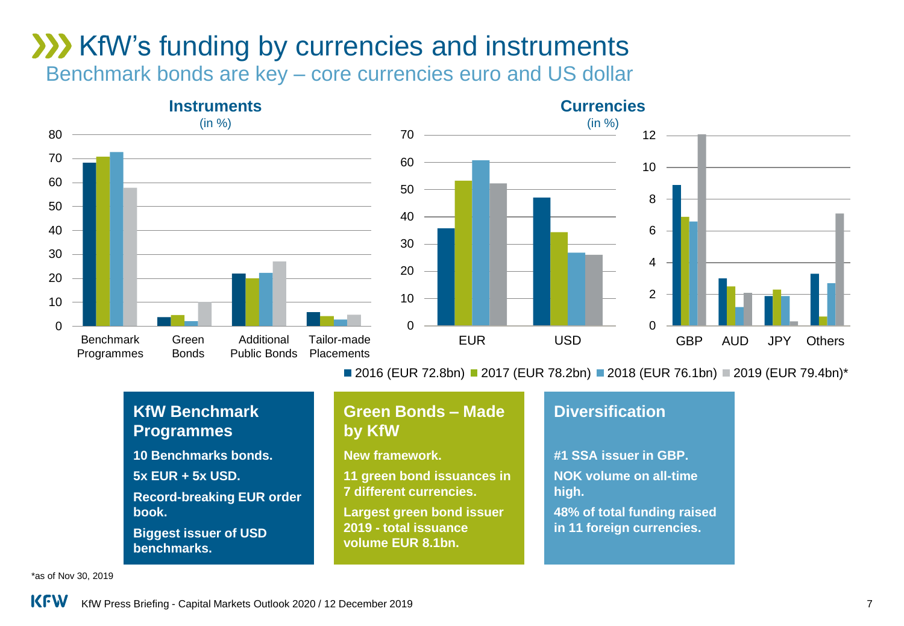# KfW's funding by currencies and instruments

## Benchmark bonds are key – core currencies euro and US dollar

### Instruments

(in %)

| | 2016 | 2017 | 2018 | 2019 |
|---|---|---|---|---|
| Benchmark Programmes | 68 | 71 | 73 | 58 |
| Green Bonds | 4 | 5 | 2 | 10 |
| Additional Public Bonds | 22 | 20 | 22 | 27 |
| Tailor-made Placements | 6 | 4 | 3 | 5 |

### Currencies

(in %)

| | 2016 | 2017 | 2018 | 2019 |
|---|---|---|---|---|
| EUR | 36 | 53 | 61 | 52 |
| USD | 47 | 34 | 27 | 26 |
| GBP | 8.9 | 6.9 | 6.6 | 12.1 |
| AUD | 3.0 | 2.5 | 1.2 | 2.1 |
| JPY | 1.9 | 2.3 | 1.9 | 0.3 |
| Others | 3.3 | 0.6 | 2.7 | 7.1 |

2016 (EUR 72.8bn) 2017 (EUR 78.2bn) 2018 (EUR 76.1bn) 2019 (EUR 79.4bn)*

**KfW Benchmark Programmes**

**10 Benchmarks bonds.**

**5x EUR + 5x USD.**

**Record-breaking EUR order book.**

**Biggest issuer of USD benchmarks.**

**Green Bonds – Made by KfW**

**New framework.**

**11 green bond issuances in 7 different currencies.**

**Largest green bond issuer 2019 - total issuance volume EUR 8.1bn.**

**Diversification**

**#1 SSA issuer in GBP.**

**NOK volume on all-time high.**

**48% of total funding raised in 11 foreign currencies.**

*as of Nov 30, 2019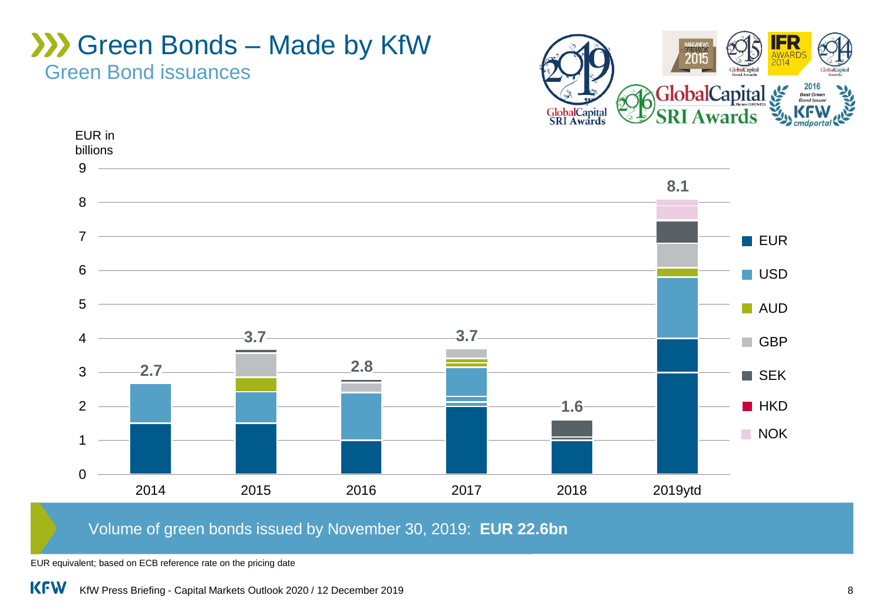# Green Bonds – Made by KfW

## Green Bond issuances

EUR in billions

| Year | Total |
|---|---|
| 2014 | 2.7 |
| 2015 | 3.7 |
| 2016 | 2.8 |
| 2017 | 3.7 |
| 2018 | 1.6 |
| 2019ytd | 8.1 |

Legend: EUR, USD, AUD, GBP, SEK, HKD, NOK

Volume of green bonds issued by November 30, 2019: **EUR 22.6bn**

EUR equivalent; based on ECB reference rate on the pricing date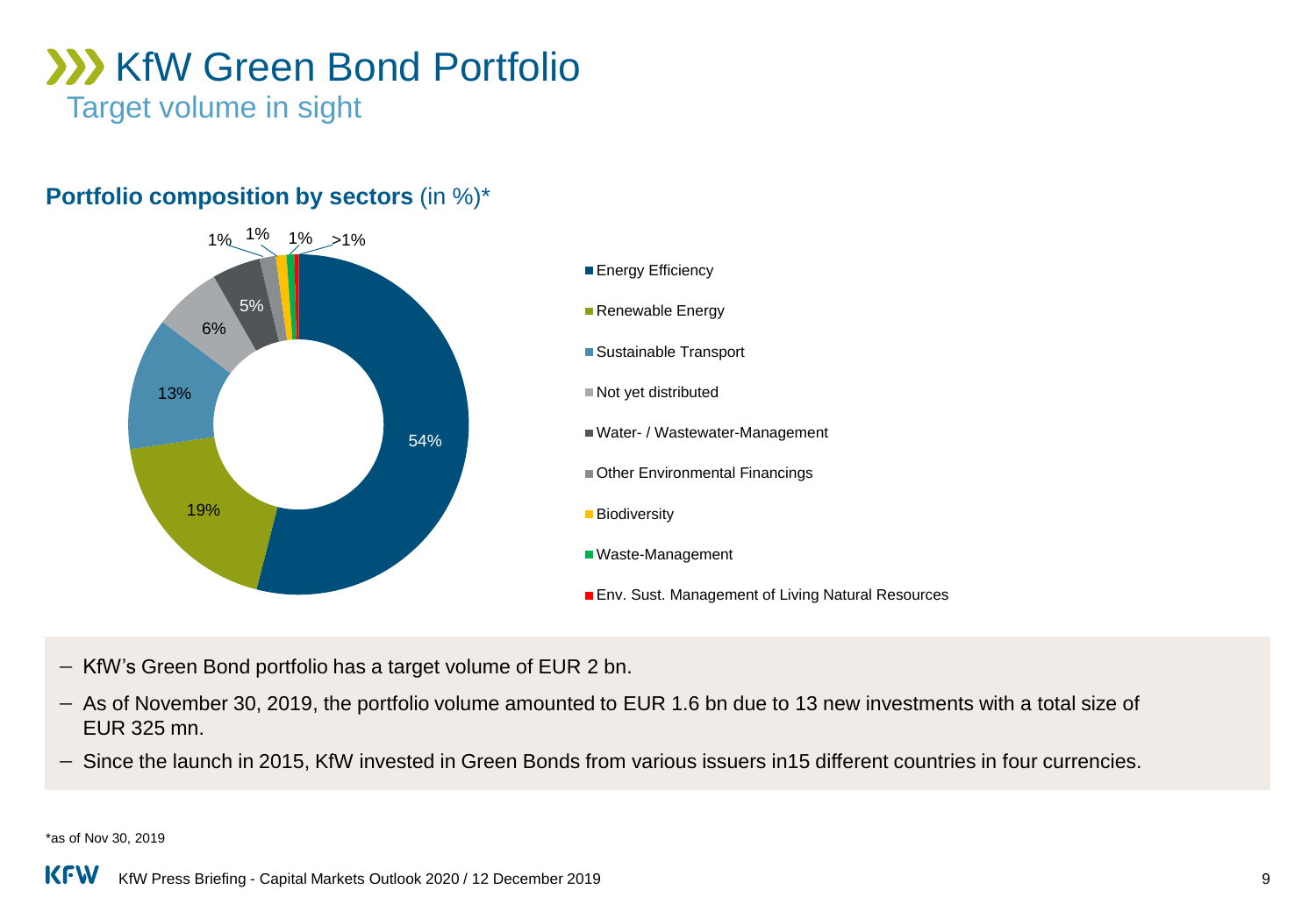# KfW Green Bond Portfolio

## Target volume in sight

**Portfolio composition by sectors** (in %)*

| Sector | Share |
|---|---|
| Energy Efficiency | 54% |
| Renewable Energy | 19% |
| Sustainable Transport | 13% |
| Not yet distributed | 6% |
| Water- / Wastewater-Management | 5% |
| Other Environmental Financings | 1% |
| Biodiversity | 1% |
| Waste-Management | 1% |
| Env. Sust. Management of Living Natural Resources | >1% |

- KfW's Green Bond portfolio has a target volume of EUR 2 bn.
- As of November 30, 2019, the portfolio volume amounted to EUR 1.6 bn due to 13 new investments with a total size of EUR 325 mn.
- Since the launch in 2015, KfW invested in Green Bonds from various issuers in15 different countries in four currencies.

*as of Nov 30, 2019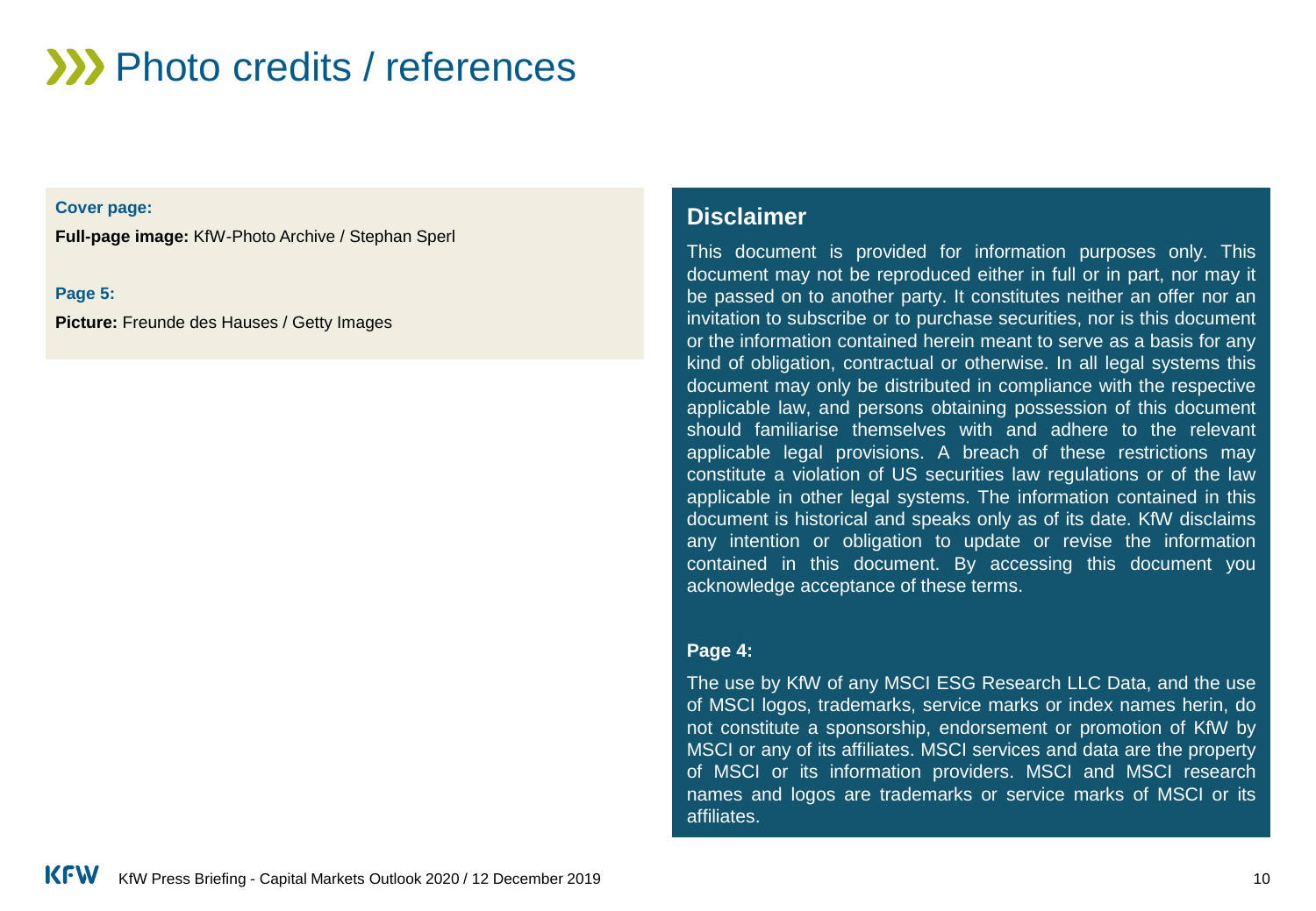# Photo credits / references

**Cover page:**

**Full-page image:** KfW-Photo Archive / Stephan Sperl

**Page 5:**

**Picture:** Freunde des Hauses / Getty Images

## Disclaimer

This document is provided for information purposes only. This document may not be reproduced either in full or in part, nor may it be passed on to another party. It constitutes neither an offer nor an invitation to subscribe or to purchase securities, nor is this document or the information contained herein meant to serve as a basis for any kind of obligation, contractual or otherwise. In all legal systems this document may only be distributed in compliance with the respective applicable law, and persons obtaining possession of this document should familiarise themselves with and adhere to the relevant applicable legal provisions. A breach of these restrictions may constitute a violation of US securities law regulations or of the law applicable in other legal systems. The information contained in this document is historical and speaks only as of its date. KfW disclaims any intention or obligation to update or revise the information contained in this document. By accessing this document you acknowledge acceptance of these terms.

**Page 4:**

The use by KfW of any MSCI ESG Research LLC Data, and the use of MSCI logos, trademarks, service marks or index names herin, do not constitute a sponsorship, endorsement or promotion of KfW by MSCI or any of its affiliates. MSCI services and data are the property of MSCI or its information providers. MSCI and MSCI research names and logos are trademarks or service marks of MSCI or its affiliates.